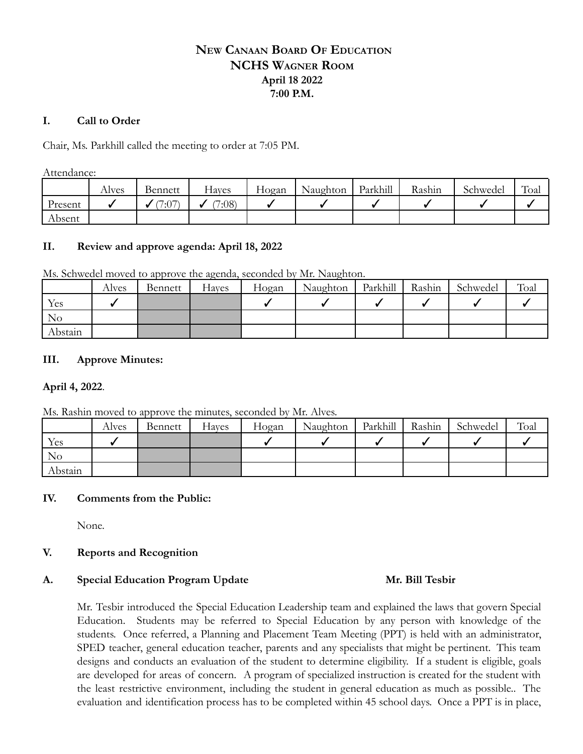# NEW CANAAN BOARD OF EDUCATION
## NCHS WAGNER ROOM
### April 18 2022
### 7:00 P.M.

**I. Call to Order**

Chair, Ms. Parkhill called the meeting to order at 7:05 PM.

Attendance:

| | Alves | Bennett | Hayes | Hogan | Naughton | Parkhill | Rashin | Schwedel | Toal |
|---|---|---|---|---|---|---|---|---|---|
| Present | ✓ | ✓ (7:07) | ✓ (7:08) | ✓ | ✓ | ✓ | ✓ | ✓ | ✓ |
| Absent | | | | | | | | | |

**II. Review and approve agenda: April 18, 2022**

Ms. Schwedel moved to approve the agenda, seconded by Mr. Naughton.

| | Alves | Bennett | Hayes | Hogan | Naughton | Parkhill | Rashin | Schwedel | Toal |
|---|---|---|---|---|---|---|---|---|---|
| Yes | ✓ | | | ✓ | ✓ | ✓ | ✓ | ✓ | ✓ |
| No | | | | | | | | | |
| Abstain | | | | | | | | | |

**III. Approve Minutes:**

**April 4, 2022**.

Ms. Rashin moved to approve the minutes, seconded by Mr. Alves.

| | Alves | Bennett | Hayes | Hogan | Naughton | Parkhill | Rashin | Schwedel | Toal |
|---|---|---|---|---|---|---|---|---|---|
| Yes | ✓ | | | ✓ | ✓ | ✓ | ✓ | ✓ | ✓ |
| No | | | | | | | | | |
| Abstain | | | | | | | | | |

**IV. Comments from the Public:**

None.

**V. Reports and Recognition**

**A. Special Education Program Update** **Mr. Bill Tesbir**

Mr. Tesbir introduced the Special Education Leadership team and explained the laws that govern Special Education. Students may be referred to Special Education by any person with knowledge of the students. Once referred, a Planning and Placement Team Meeting (PPT) is held with an administrator, SPED teacher, general education teacher, parents and any specialists that might be pertinent. This team designs and conducts an evaluation of the student to determine eligibility. If a student is eligible, goals are developed for areas of concern. A program of specialized instruction is created for the student with the least restrictive environment, including the student in general education as much as possible.. The evaluation and identification process has to be completed within 45 school days. Once a PPT is in place,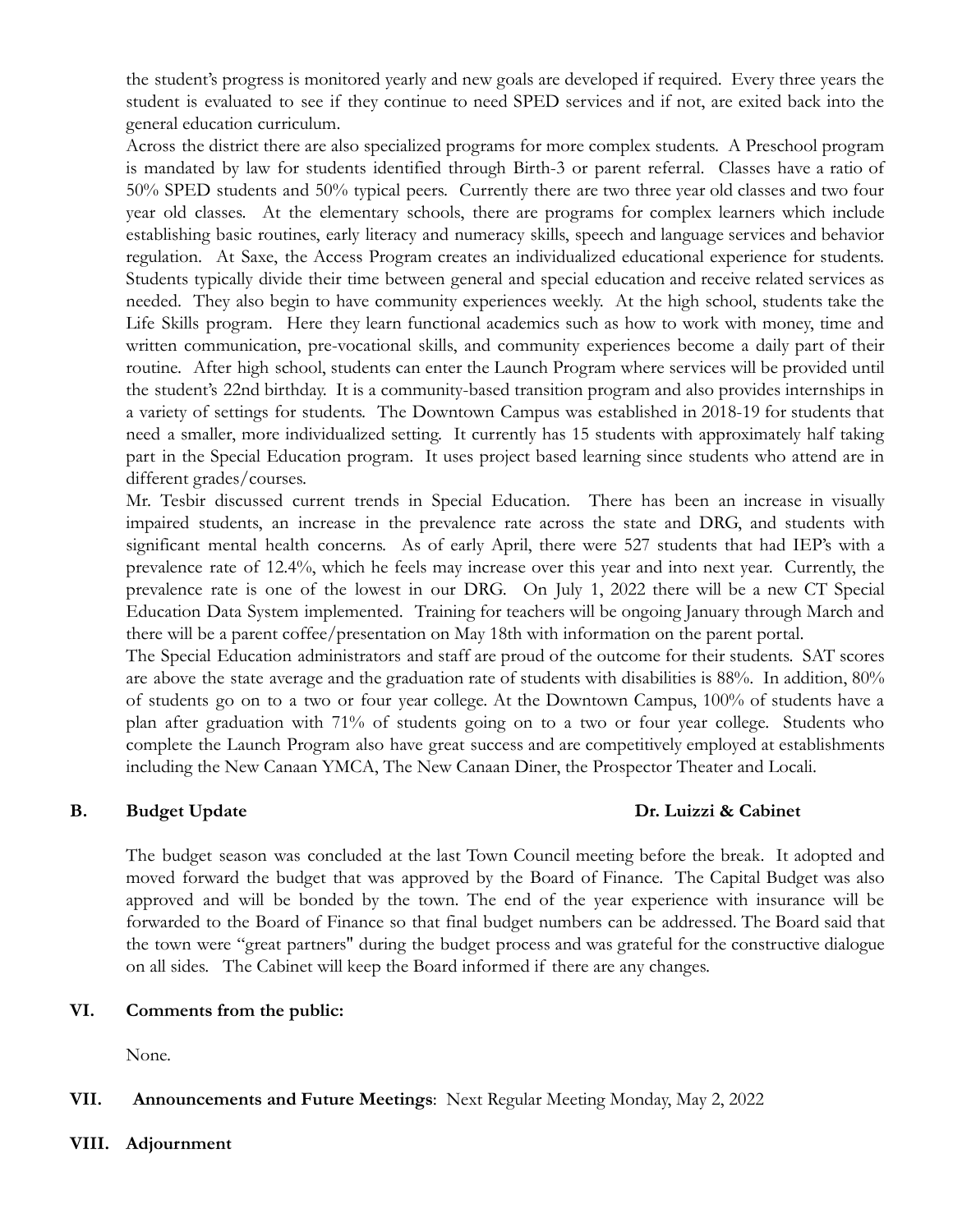the student's progress is monitored yearly and new goals are developed if required. Every three years the student is evaluated to see if they continue to need SPED services and if not, are exited back into the general education curriculum.

Across the district there are also specialized programs for more complex students. A Preschool program is mandated by law for students identified through Birth-3 or parent referral. Classes have a ratio of 50% SPED students and 50% typical peers. Currently there are two three year old classes and two four year old classes. At the elementary schools, there are programs for complex learners which include establishing basic routines, early literacy and numeracy skills, speech and language services and behavior regulation. At Saxe, the Access Program creates an individualized educational experience for students. Students typically divide their time between general and special education and receive related services as needed. They also begin to have community experiences weekly. At the high school, students take the Life Skills program. Here they learn functional academics such as how to work with money, time and written communication, pre-vocational skills, and community experiences become a daily part of their routine. After high school, students can enter the Launch Program where services will be provided until the student's 22nd birthday. It is a community-based transition program and also provides internships in a variety of settings for students. The Downtown Campus was established in 2018-19 for students that need a smaller, more individualized setting. It currently has 15 students with approximately half taking part in the Special Education program. It uses project based learning since students who attend are in different grades/courses.

Mr. Tesbir discussed current trends in Special Education. There has been an increase in visually impaired students, an increase in the prevalence rate across the state and DRG, and students with significant mental health concerns. As of early April, there were 527 students that had IEP's with a prevalence rate of 12.4%, which he feels may increase over this year and into next year. Currently, the prevalence rate is one of the lowest in our DRG. On July 1, 2022 there will be a new CT Special Education Data System implemented. Training for teachers will be ongoing January through March and there will be a parent coffee/presentation on May 18th with information on the parent portal.

The Special Education administrators and staff are proud of the outcome for their students. SAT scores are above the state average and the graduation rate of students with disabilities is 88%. In addition, 80% of students go on to a two or four year college. At the Downtown Campus, 100% of students have a plan after graduation with 71% of students going on to a two or four year college. Students who complete the Launch Program also have great success and are competitively employed at establishments including the New Canaan YMCA, The New Canaan Diner, the Prospector Theater and Locali.

**B. Budget Update** **Dr. Luizzi & Cabinet**

The budget season was concluded at the last Town Council meeting before the break. It adopted and moved forward the budget that was approved by the Board of Finance. The Capital Budget was also approved and will be bonded by the town. The end of the year experience with insurance will be forwarded to the Board of Finance so that final budget numbers can be addressed. The Board said that the town were "great partners" during the budget process and was grateful for the constructive dialogue on all sides. The Cabinet will keep the Board informed if there are any changes.

## VI. Comments from the public:

None.

## VII. Announcements and Future Meetings: Next Regular Meeting Monday, May 2, 2022

## VIII. Adjournment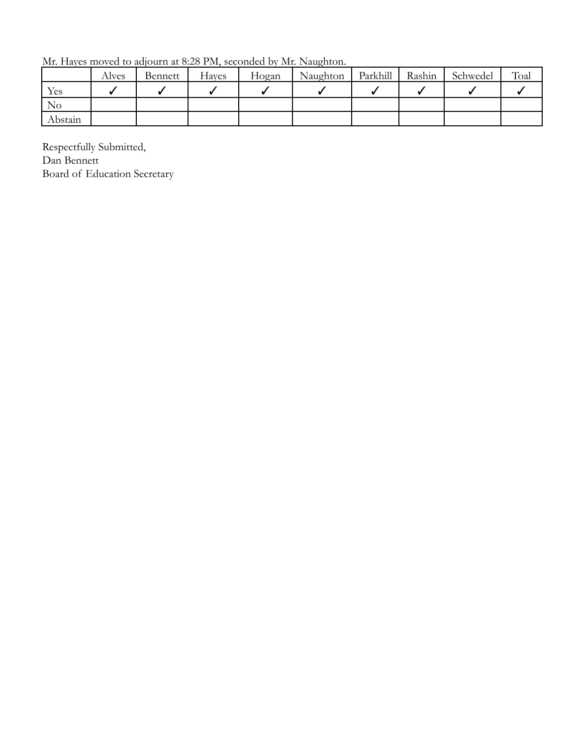Mr. Hayes moved to adjourn at 8:28 PM, seconded by Mr. Naughton.

| | Alves | Bennett | Hayes | Hogan | Naughton | Parkhill | Rashin | Schwedel | Toal |
|---|---|---|---|---|---|---|---|---|---|
| Yes | ✓ | ✓ | ✓ | ✓ | ✓ | ✓ | ✓ | ✓ | ✓ |
| No | | | | | | | | | |
| Abstain | | | | | | | | | |

Respectfully Submitted,
Dan Bennett
Board of Education Secretary